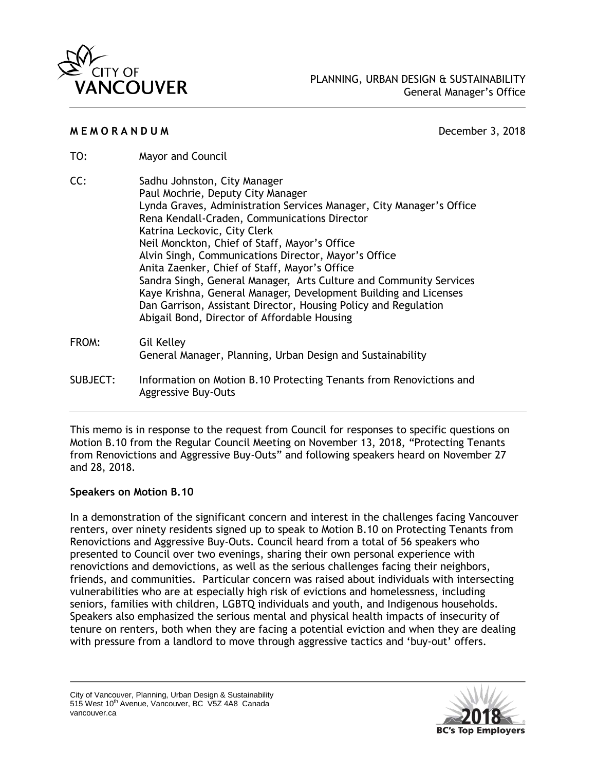CITY OF VANCOUVER

PLANNING, URBAN DESIGN & SUSTAINABILITY
General Manager's Office

**M E M O R A N D U M** December 3, 2018

TO: Mayor and Council

CC: Sadhu Johnston, City Manager
Paul Mochrie, Deputy City Manager
Lynda Graves, Administration Services Manager, City Manager's Office
Rena Kendall-Craden, Communications Director
Katrina Leckovic, City Clerk
Neil Monckton, Chief of Staff, Mayor's Office
Alvin Singh, Communications Director, Mayor's Office
Anita Zaenker, Chief of Staff, Mayor's Office
Sandra Singh, General Manager, Arts Culture and Community Services
Kaye Krishna, General Manager, Development Building and Licenses
Dan Garrison, Assistant Director, Housing Policy and Regulation
Abigail Bond, Director of Affordable Housing

FROM: Gil Kelley
General Manager, Planning, Urban Design and Sustainability

SUBJECT: Information on Motion B.10 Protecting Tenants from Renovictions and Aggressive Buy-Outs

---

This memo is in response to the request from Council for responses to specific questions on Motion B.10 from the Regular Council Meeting on November 13, 2018, "Protecting Tenants from Renovictions and Aggressive Buy-Outs" and following speakers heard on November 27 and 28, 2018.

**Speakers on Motion B.10**

In a demonstration of the significant concern and interest in the challenges facing Vancouver renters, over ninety residents signed up to speak to Motion B.10 on Protecting Tenants from Renovictions and Aggressive Buy-Outs. Council heard from a total of 56 speakers who presented to Council over two evenings, sharing their own personal experience with renovictions and demovictions, as well as the serious challenges facing their neighbors, friends, and communities. Particular concern was raised about individuals with intersecting vulnerabilities who are at especially high risk of evictions and homelessness, including seniors, families with children, LGBTQ individuals and youth, and Indigenous households. Speakers also emphasized the serious mental and physical health impacts of insecurity of tenure on renters, both when they are facing a potential eviction and when they are dealing with pressure from a landlord to move through aggressive tactics and 'buy-out' offers.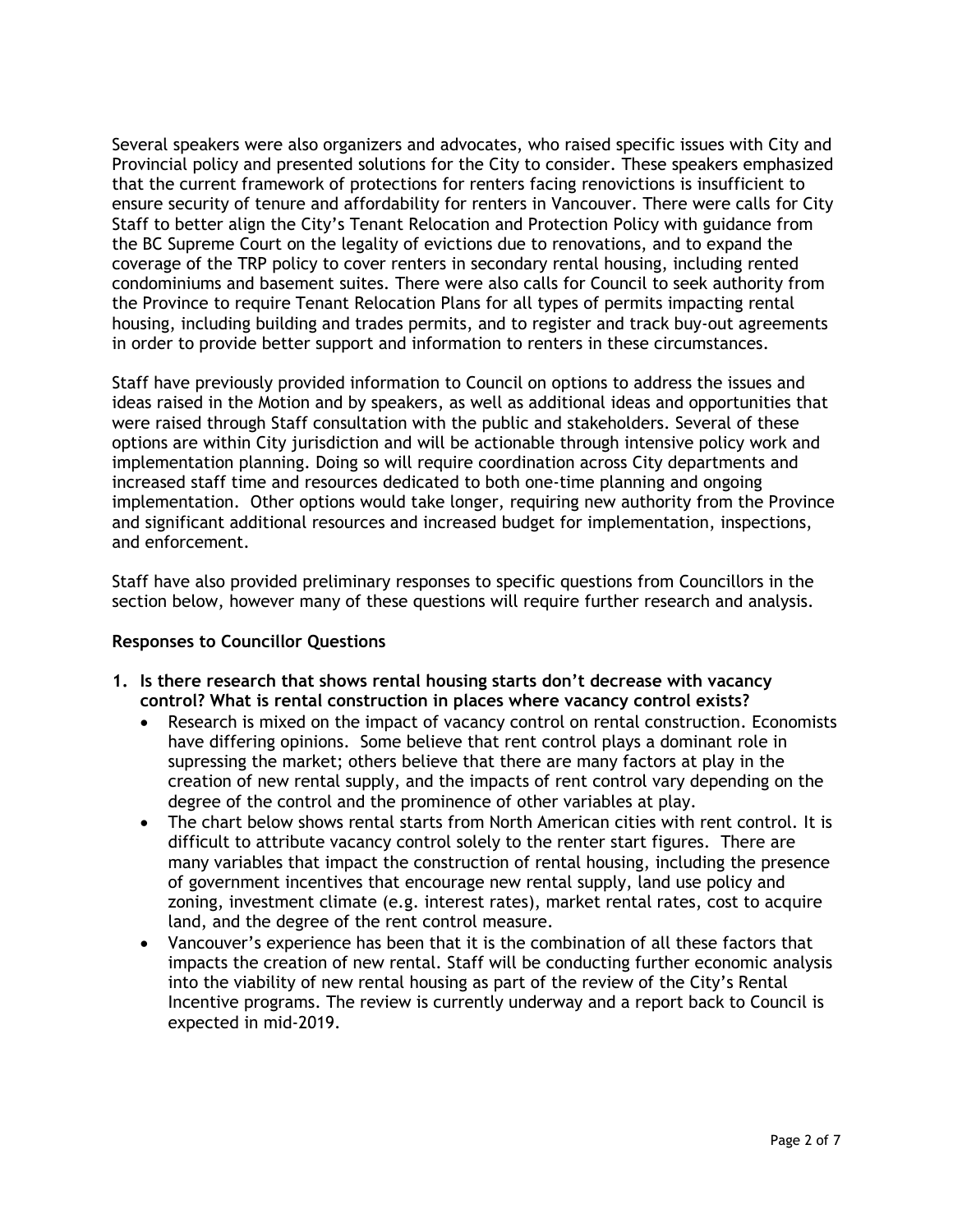Several speakers were also organizers and advocates, who raised specific issues with City and Provincial policy and presented solutions for the City to consider. These speakers emphasized that the current framework of protections for renters facing renovictions is insufficient to ensure security of tenure and affordability for renters in Vancouver. There were calls for City Staff to better align the City's Tenant Relocation and Protection Policy with guidance from the BC Supreme Court on the legality of evictions due to renovations, and to expand the coverage of the TRP policy to cover renters in secondary rental housing, including rented condominiums and basement suites. There were also calls for Council to seek authority from the Province to require Tenant Relocation Plans for all types of permits impacting rental housing, including building and trades permits, and to register and track buy-out agreements in order to provide better support and information to renters in these circumstances.

Staff have previously provided information to Council on options to address the issues and ideas raised in the Motion and by speakers, as well as additional ideas and opportunities that were raised through Staff consultation with the public and stakeholders. Several of these options are within City jurisdiction and will be actionable through intensive policy work and implementation planning. Doing so will require coordination across City departments and increased staff time and resources dedicated to both one-time planning and ongoing implementation. Other options would take longer, requiring new authority from the Province and significant additional resources and increased budget for implementation, inspections, and enforcement.

Staff have also provided preliminary responses to specific questions from Councillors in the section below, however many of these questions will require further research and analysis.

**Responses to Councillor Questions**

1. **Is there research that shows rental housing starts don't decrease with vacancy control? What is rental construction in places where vacancy control exists?**
   - Research is mixed on the impact of vacancy control on rental construction. Economists have differing opinions. Some believe that rent control plays a dominant role in supressing the market; others believe that there are many factors at play in the creation of new rental supply, and the impacts of rent control vary depending on the degree of the control and the prominence of other variables at play.
   - The chart below shows rental starts from North American cities with rent control. It is difficult to attribute vacancy control solely to the renter start figures. There are many variables that impact the construction of rental housing, including the presence of government incentives that encourage new rental supply, land use policy and zoning, investment climate (e.g. interest rates), market rental rates, cost to acquire land, and the degree of the rent control measure.
   - Vancouver's experience has been that it is the combination of all these factors that impacts the creation of new rental. Staff will be conducting further economic analysis into the viability of new rental housing as part of the review of the City's Rental Incentive programs. The review is currently underway and a report back to Council is expected in mid-2019.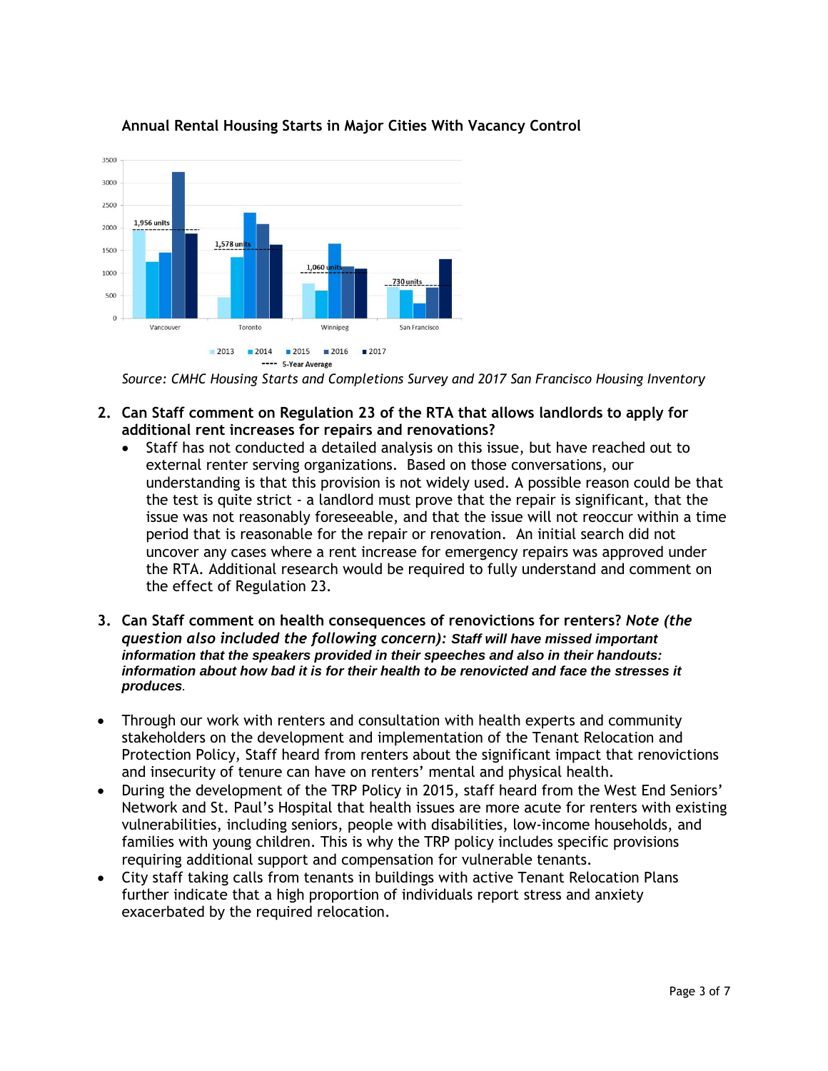**Annual Rental Housing Starts in Major Cities With Vacancy Control**

*Source: CMHC Housing Starts and Completions Survey and 2017 San Francisco Housing Inventory*

2. **Can Staff comment on Regulation 23 of the RTA that allows landlords to apply for additional rent increases for repairs and renovations?**
   - Staff has not conducted a detailed analysis on this issue, but have reached out to external renter serving organizations. Based on those conversations, our understanding is that this provision is not widely used. A possible reason could be that the test is quite strict - a landlord must prove that the repair is significant, that the issue was not reasonably foreseeable, and that the issue will not reoccur within a time period that is reasonable for the repair or renovation. An initial search did not uncover any cases where a rent increase for emergency repairs was approved under the RTA. Additional research would be required to fully understand and comment on the effect of Regulation 23.

3. **Can Staff comment on health consequences of renovictions for renters? *Note (the question also included the following concern): Staff will have missed important information that the speakers provided in their speeches and also in their handouts: information about how bad it is for their health to be renovicted and face the stresses it produces*.**

- Through our work with renters and consultation with health experts and community stakeholders on the development and implementation of the Tenant Relocation and Protection Policy, Staff heard from renters about the significant impact that renovictions and insecurity of tenure can have on renters' mental and physical health.
- During the development of the TRP Policy in 2015, staff heard from the West End Seniors' Network and St. Paul's Hospital that health issues are more acute for renters with existing vulnerabilities, including seniors, people with disabilities, low-income households, and families with young children. This is why the TRP policy includes specific provisions requiring additional support and compensation for vulnerable tenants.
- City staff taking calls from tenants in buildings with active Tenant Relocation Plans further indicate that a high proportion of individuals report stress and anxiety exacerbated by the required relocation.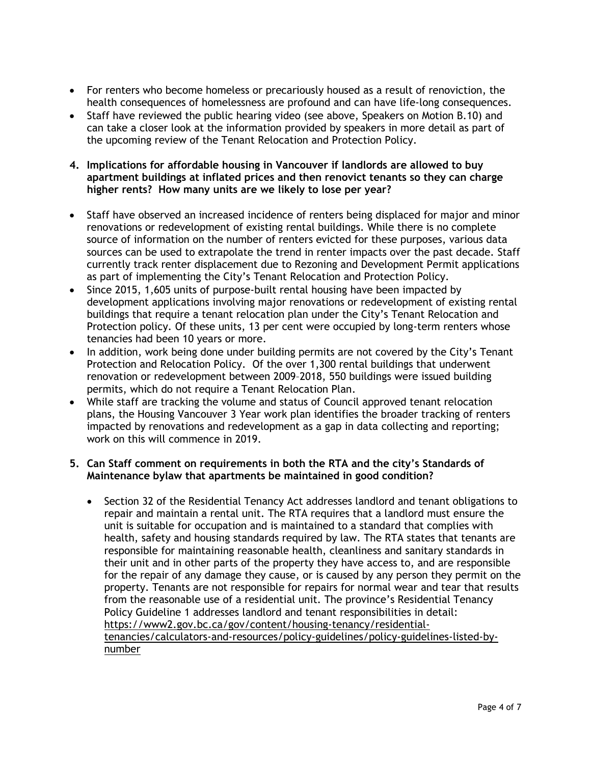- For renters who become homeless or precariously housed as a result of renoviction, the health consequences of homelessness are profound and can have life-long consequences.
- Staff have reviewed the public hearing video (see above, Speakers on Motion B.10) and can take a closer look at the information provided by speakers in more detail as part of the upcoming review of the Tenant Relocation and Protection Policy.

**4. Implications for affordable housing in Vancouver if landlords are allowed to buy apartment buildings at inflated prices and then renovict tenants so they can charge higher rents? How many units are we likely to lose per year?**

- Staff have observed an increased incidence of renters being displaced for major and minor renovations or redevelopment of existing rental buildings. While there is no complete source of information on the number of renters evicted for these purposes, various data sources can be used to extrapolate the trend in renter impacts over the past decade. Staff currently track renter displacement due to Rezoning and Development Permit applications as part of implementing the City's Tenant Relocation and Protection Policy.
- Since 2015, 1,605 units of purpose-built rental housing have been impacted by development applications involving major renovations or redevelopment of existing rental buildings that require a tenant relocation plan under the City's Tenant Relocation and Protection policy. Of these units, 13 per cent were occupied by long-term renters whose tenancies had been 10 years or more.
- In addition, work being done under building permits are not covered by the City's Tenant Protection and Relocation Policy. Of the over 1,300 rental buildings that underwent renovation or redevelopment between 2009–2018, 550 buildings were issued building permits, which do not require a Tenant Relocation Plan.
- While staff are tracking the volume and status of Council approved tenant relocation plans, the Housing Vancouver 3 Year work plan identifies the broader tracking of renters impacted by renovations and redevelopment as a gap in data collecting and reporting; work on this will commence in 2019.

**5. Can Staff comment on requirements in both the RTA and the city's Standards of Maintenance bylaw that apartments be maintained in good condition?**

- Section 32 of the Residential Tenancy Act addresses landlord and tenant obligations to repair and maintain a rental unit. The RTA requires that a landlord must ensure the unit is suitable for occupation and is maintained to a standard that complies with health, safety and housing standards required by law. The RTA states that tenants are responsible for maintaining reasonable health, cleanliness and sanitary standards in their unit and in other parts of the property they have access to, and are responsible for the repair of any damage they cause, or is caused by any person they permit on the property. Tenants are not responsible for repairs for normal wear and tear that results from the reasonable use of a residential unit. The province's Residential Tenancy Policy Guideline 1 addresses landlord and tenant responsibilities in detail: https://www2.gov.bc.ca/gov/content/housing-tenancy/residential-tenancies/calculators-and-resources/policy-guidelines/policy-guidelines-listed-by-number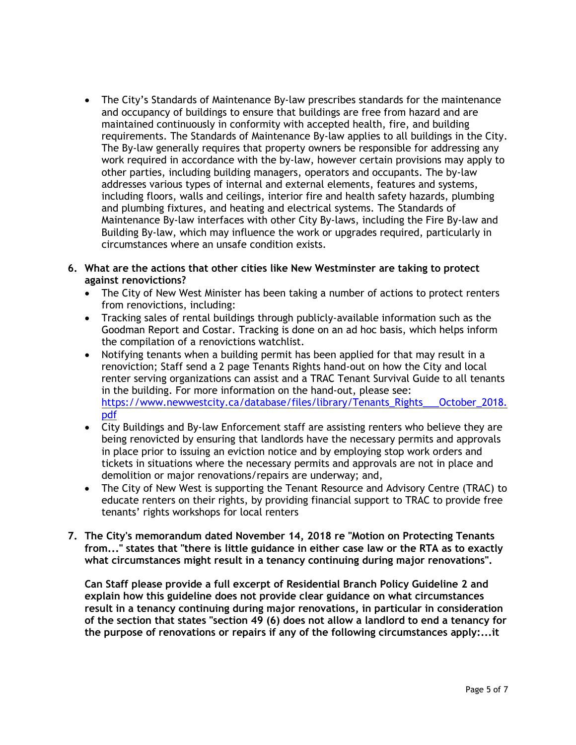- The City's Standards of Maintenance By-law prescribes standards for the maintenance and occupancy of buildings to ensure that buildings are free from hazard and are maintained continuously in conformity with accepted health, fire, and building requirements. The Standards of Maintenance By-law applies to all buildings in the City. The By-law generally requires that property owners be responsible for addressing any work required in accordance with the by-law, however certain provisions may apply to other parties, including building managers, operators and occupants. The by-law addresses various types of internal and external elements, features and systems, including floors, walls and ceilings, interior fire and health safety hazards, plumbing and plumbing fixtures, and heating and electrical systems. The Standards of Maintenance By-law interfaces with other City By-laws, including the Fire By-law and Building By-law, which may influence the work or upgrades required, particularly in circumstances where an unsafe condition exists.

6. **What are the actions that other cities like New Westminster are taking to protect against renovictions?**
   - The City of New West Minister has been taking a number of actions to protect renters from renovictions, including:
   - Tracking sales of rental buildings through publicly-available information such as the Goodman Report and Costar. Tracking is done on an ad hoc basis, which helps inform the compilation of a renovictions watchlist.
   - Notifying tenants when a building permit has been applied for that may result in a renoviction; Staff send a 2 page Tenants Rights hand-out on how the City and local renter serving organizations can assist and a TRAC Tenant Survival Guide to all tenants in the building. For more information on the hand-out, please see: https://www.newwestcity.ca/database/files/library/Tenants_Rights___October_2018.pdf
   - City Buildings and By-law Enforcement staff are assisting renters who believe they are being renovicted by ensuring that landlords have the necessary permits and approvals in place prior to issuing an eviction notice and by employing stop work orders and tickets in situations where the necessary permits and approvals are not in place and demolition or major renovations/repairs are underway; and,
   - The City of New West is supporting the Tenant Resource and Advisory Centre (TRAC) to educate renters on their rights, by providing financial support to TRAC to provide free tenants' rights workshops for local renters

7. **The City's memorandum dated November 14, 2018 re "Motion on Protecting Tenants from..." states that "there is little guidance in either case law or the RTA as to exactly what circumstances might result in a tenancy continuing during major renovations".**

   **Can Staff please provide a full excerpt of Residential Branch Policy Guideline 2 and explain how this guideline does not provide clear guidance on what circumstances result in a tenancy continuing during major renovations, in particular in consideration of the section that states "section 49 (6) does not allow a landlord to end a tenancy for the purpose of renovations or repairs if any of the following circumstances apply:...it**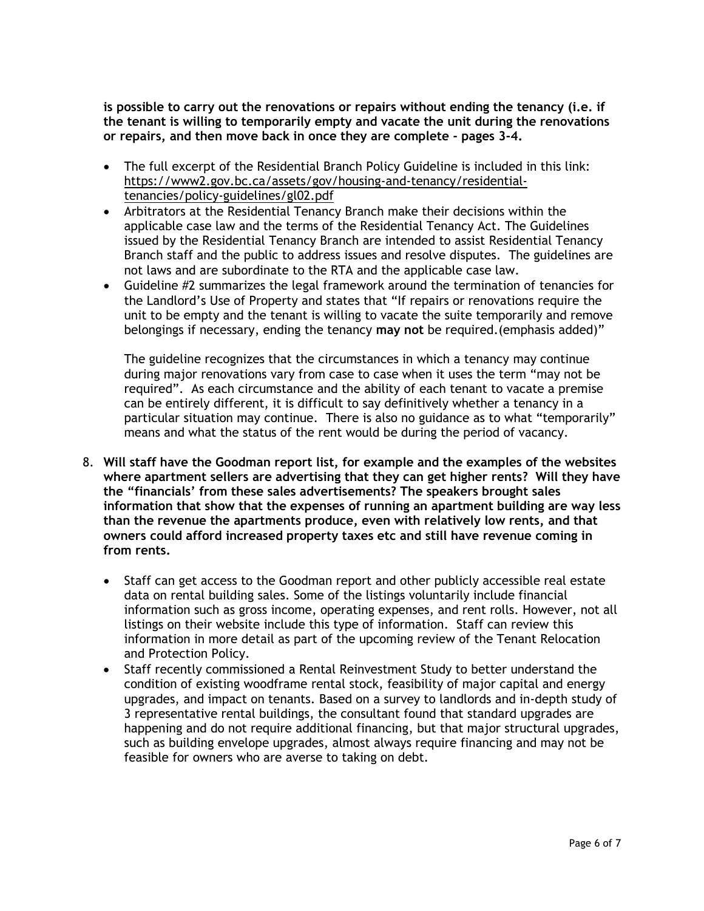**is possible to carry out the renovations or repairs without ending the tenancy (i.e. if the tenant is willing to temporarily empty and vacate the unit during the renovations or repairs, and then move back in once they are complete - pages 3-4.**

- The full excerpt of the Residential Branch Policy Guideline is included in this link: https://www2.gov.bc.ca/assets/gov/housing-and-tenancy/residential-tenancies/policy-guidelines/gl02.pdf
- Arbitrators at the Residential Tenancy Branch make their decisions within the applicable case law and the terms of the Residential Tenancy Act. The Guidelines issued by the Residential Tenancy Branch are intended to assist Residential Tenancy Branch staff and the public to address issues and resolve disputes. The guidelines are not laws and are subordinate to the RTA and the applicable case law.
- Guideline #2 summarizes the legal framework around the termination of tenancies for the Landlord's Use of Property and states that "If repairs or renovations require the unit to be empty and the tenant is willing to vacate the suite temporarily and remove belongings if necessary, ending the tenancy **may not** be required.(emphasis added)"

  The guideline recognizes that the circumstances in which a tenancy may continue during major renovations vary from case to case when it uses the term "may not be required". As each circumstance and the ability of each tenant to vacate a premise can be entirely different, it is difficult to say definitively whether a tenancy in a particular situation may continue. There is also no guidance as to what "temporarily" means and what the status of the rent would be during the period of vacancy.

8. **Will staff have the Goodman report list, for example and the examples of the websites where apartment sellers are advertising that they can get higher rents? Will they have the "financials' from these sales advertisements? The speakers brought sales information that show that the expenses of running an apartment building are way less than the revenue the apartments produce, even with relatively low rents, and that owners could afford increased property taxes etc and still have revenue coming in from rents.**

   - Staff can get access to the Goodman report and other publicly accessible real estate data on rental building sales. Some of the listings voluntarily include financial information such as gross income, operating expenses, and rent rolls. However, not all listings on their website include this type of information. Staff can review this information in more detail as part of the upcoming review of the Tenant Relocation and Protection Policy.
   - Staff recently commissioned a Rental Reinvestment Study to better understand the condition of existing woodframe rental stock, feasibility of major capital and energy upgrades, and impact on tenants. Based on a survey to landlords and in-depth study of 3 representative rental buildings, the consultant found that standard upgrades are happening and do not require additional financing, but that major structural upgrades, such as building envelope upgrades, almost always require financing and may not be feasible for owners who are averse to taking on debt.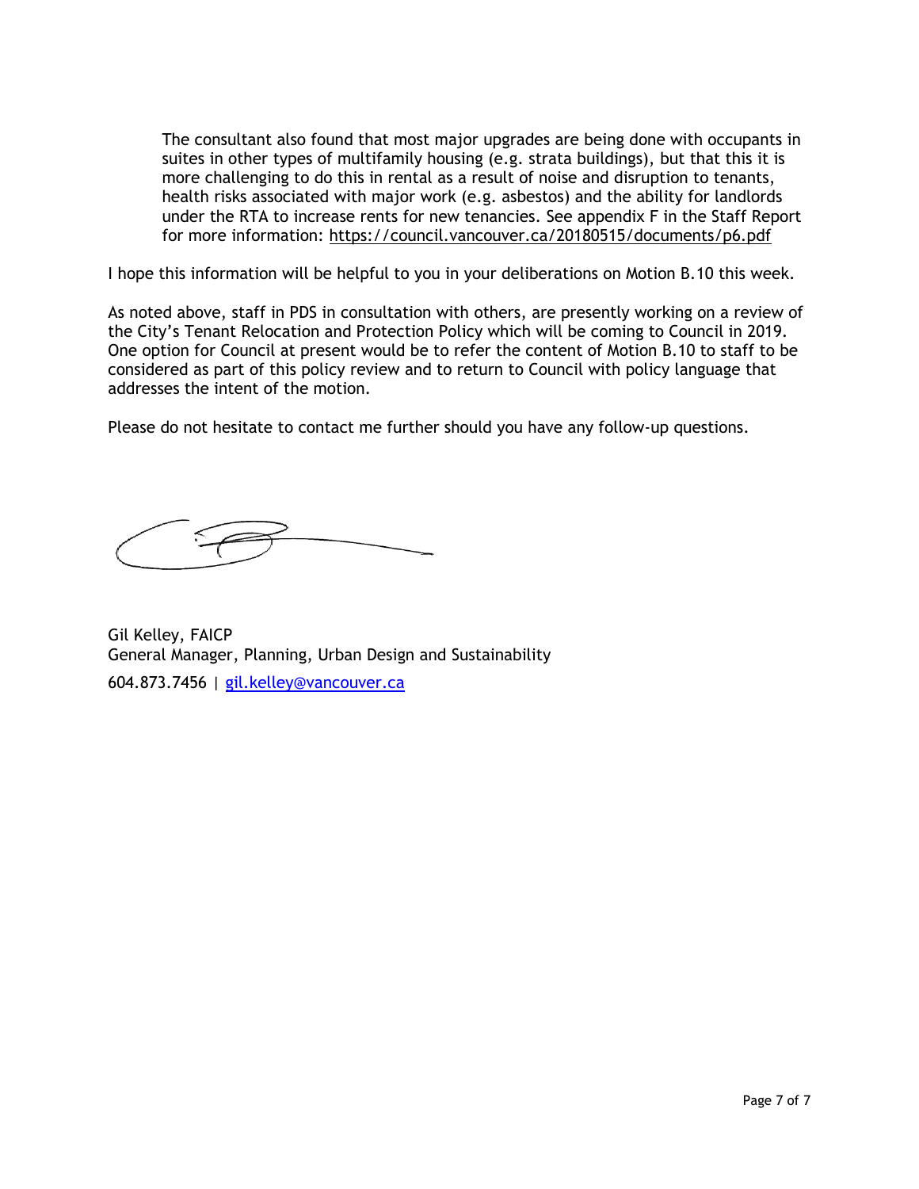> The consultant also found that most major upgrades are being done with occupants in suites in other types of multifamily housing (e.g. strata buildings), but that this it is more challenging to do this in rental as a result of noise and disruption to tenants, health risks associated with major work (e.g. asbestos) and the ability for landlords under the RTA to increase rents for new tenancies. See appendix F in the Staff Report for more information: https://council.vancouver.ca/20180515/documents/p6.pdf

I hope this information will be helpful to you in your deliberations on Motion B.10 this week.

As noted above, staff in PDS in consultation with others, are presently working on a review of the City's Tenant Relocation and Protection Policy which will be coming to Council in 2019. One option for Council at present would be to refer the content of Motion B.10 to staff to be considered as part of this policy review and to return to Council with policy language that addresses the intent of the motion.

Please do not hesitate to contact me further should you have any follow-up questions.

Gil Kelley, FAICP
General Manager, Planning, Urban Design and Sustainability
604.873.7456 | gil.kelley@vancouver.ca